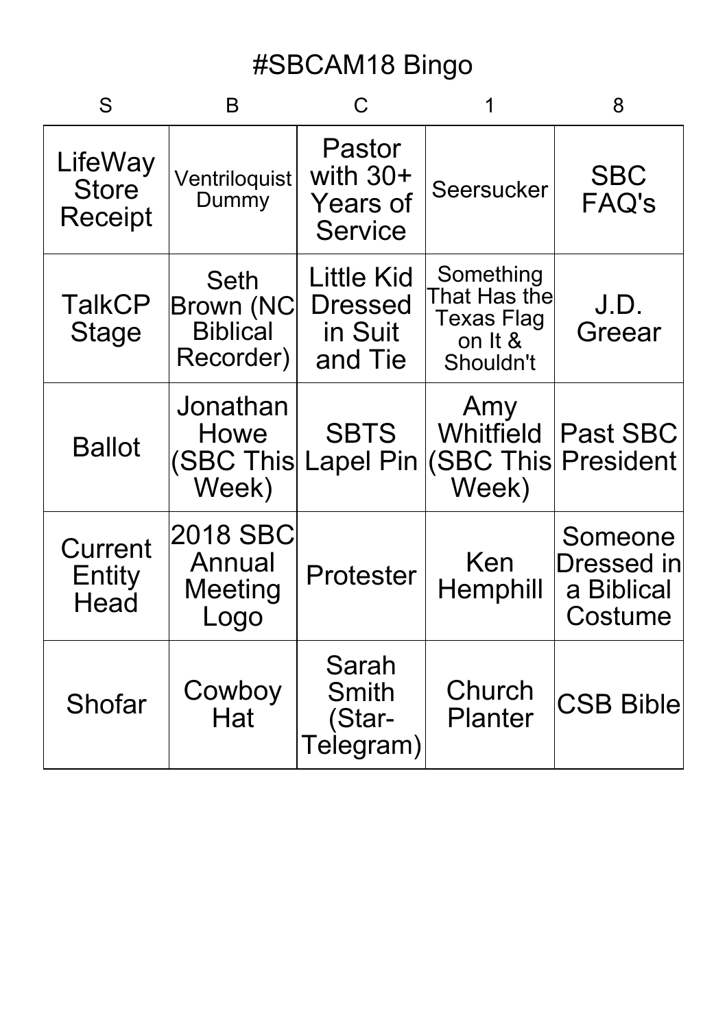# #SBCAM18 Bingo

| S | B | C | 1 | 8 |
|---|---|---|---|---|
| LifeWay Store Receipt | Ventriloquist Dummy | Pastor with 30+ Years of Service | Seersucker | SBC FAQ's |
| TalkCP Stage | Seth Brown (NC Biblical Recorder) | Little Kid Dressed in Suit and Tie | Something That Has the Texas Flag on It & Shouldn't | J.D. Greear |
| Ballot | Jonathan Howe (SBC This Week) | SBTS Lapel Pin | Amy Whitfield (SBC This Week) | Past SBC President |
| Current Entity Head | 2018 SBC Annual Meeting Logo | Protester | Ken Hemphill | Someone Dressed in a Biblical Costume |
| Shofar | Cowboy Hat | Sarah Smith (Star-Telegram) | Church Planter | CSB Bible |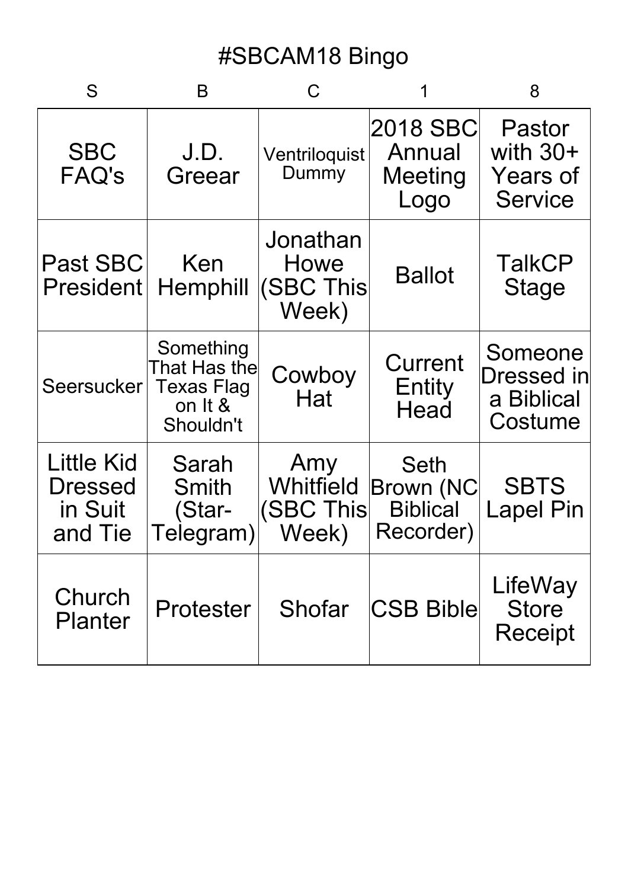# #SBCAM18 Bingo

| S | B | C | 1 | 8 |
|---|---|---|---|---|
| SBC FAQ's | J.D. Greear | Ventriloquist Dummy | 2018 SBC Annual Meeting Logo | Pastor with 30+ Years of Service |
| Past SBC President | Ken Hemphill | Jonathan Howe (SBC This Week) | Ballot | TalkCP Stage |
| Seersucker | Something That Has the Texas Flag on It & Shouldn't | Cowboy Hat | Current Entity Head | Someone Dressed in a Biblical Costume |
| Little Kid Dressed in Suit and Tie | Sarah Smith (Star-Telegram) | Amy Whitfield (SBC This Week) | Seth Brown (NC Biblical Recorder) | SBTS Lapel Pin |
| Church Planter | Protester | Shofar | CSB Bible | LifeWay Store Receipt |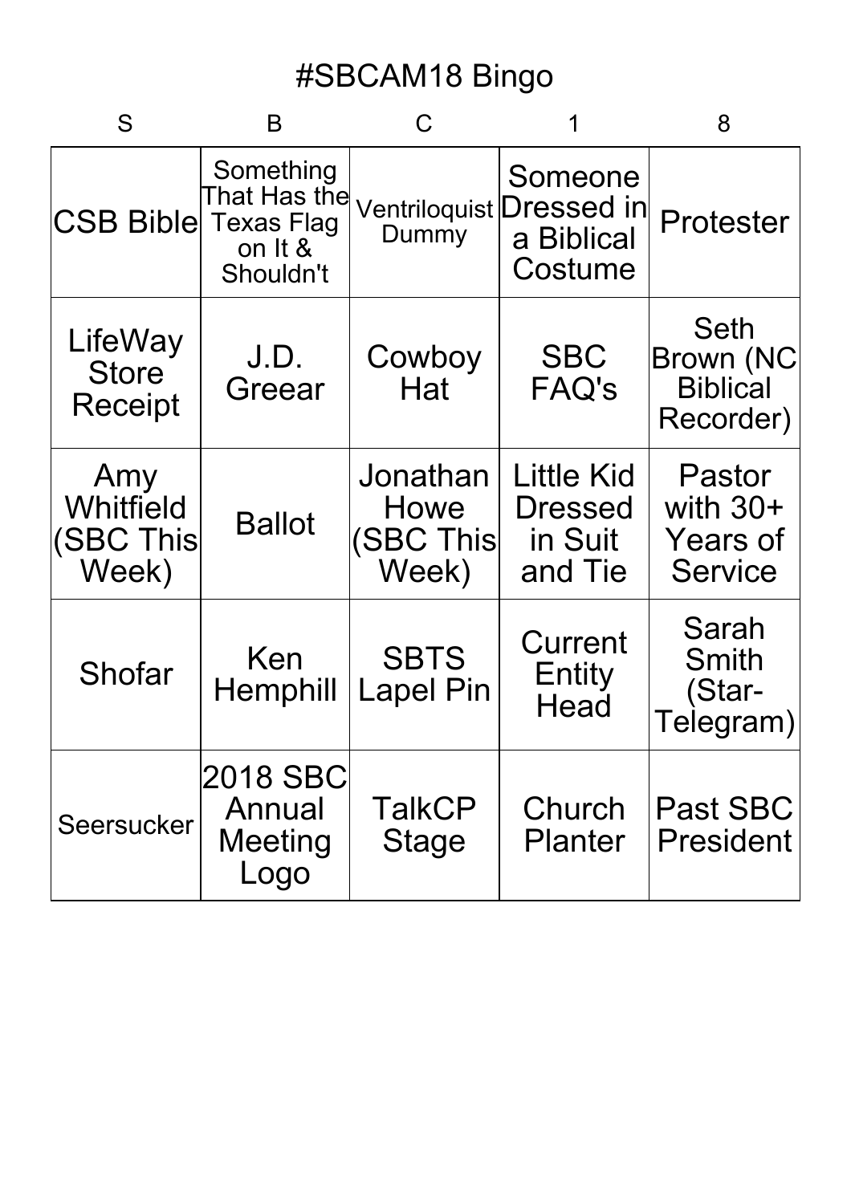# #SBCAM18 Bingo

| S | B | C | 1 | 8 |
|---|---|---|---|---|
| CSB Bible | Something That Has the Texas Flag on It & Shouldn't | Ventriloquist Dummy | Someone Dressed in a Biblical Costume | Protester |
| LifeWay Store Receipt | J.D. Greear | Cowboy Hat | SBC FAQ's | Seth Brown (NC Biblical Recorder) |
| Amy Whitfield (SBC This Week) | Ballot | Jonathan Howe (SBC This Week) | Little Kid Dressed in Suit and Tie | Pastor with 30+ Years of Service |
| Shofar | Ken Hemphill | SBTS Lapel Pin | Current Entity Head | Sarah Smith (Star-Telegram) |
| Seersucker | 2018 SBC Annual Meeting Logo | TalkCP Stage | Church Planter | Past SBC President |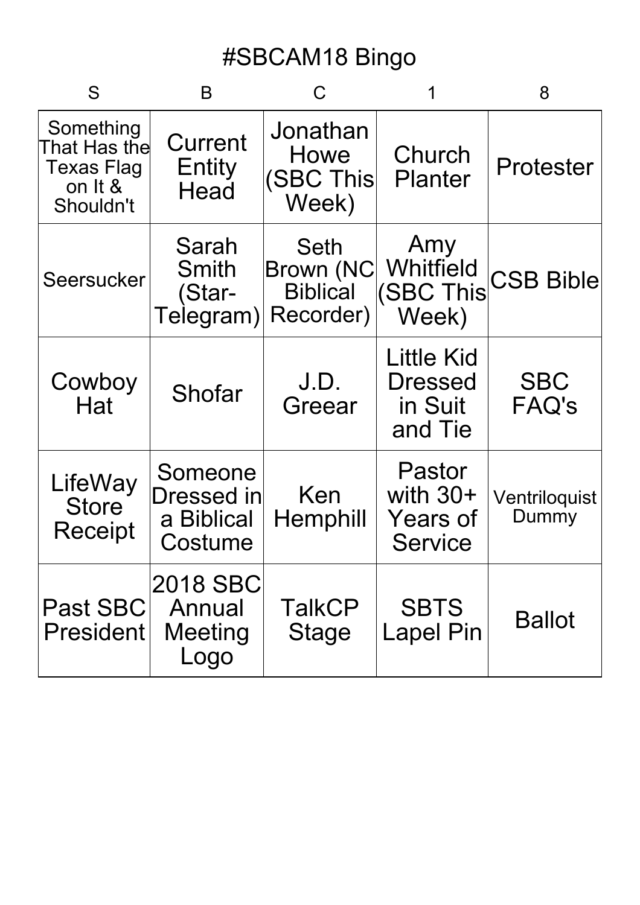# #SBCAM18 Bingo

| S | B | C | 1 | 8 |
|---|---|---|---|---|
| Something That Has the Texas Flag on It & Shouldn't | Current Entity Head | Jonathan Howe (SBC This Week) | Church Planter | Protester |
| Seersucker | Sarah Smith (Star-Telegram) | Seth Brown (NC Biblical Recorder) | Amy Whitfield (SBC This Week) | CSB Bible |
| Cowboy Hat | Shofar | J.D. Greear | Little Kid Dressed in Suit and Tie | SBC FAQ's |
| LifeWay Store Receipt | Someone Dressed in a Biblical Costume | Ken Hemphill | Pastor with 30+ Years of Service | Ventriloquist Dummy |
| Past SBC President | 2018 SBC Annual Meeting Logo | TalkCP Stage | SBTS Lapel Pin | Ballot |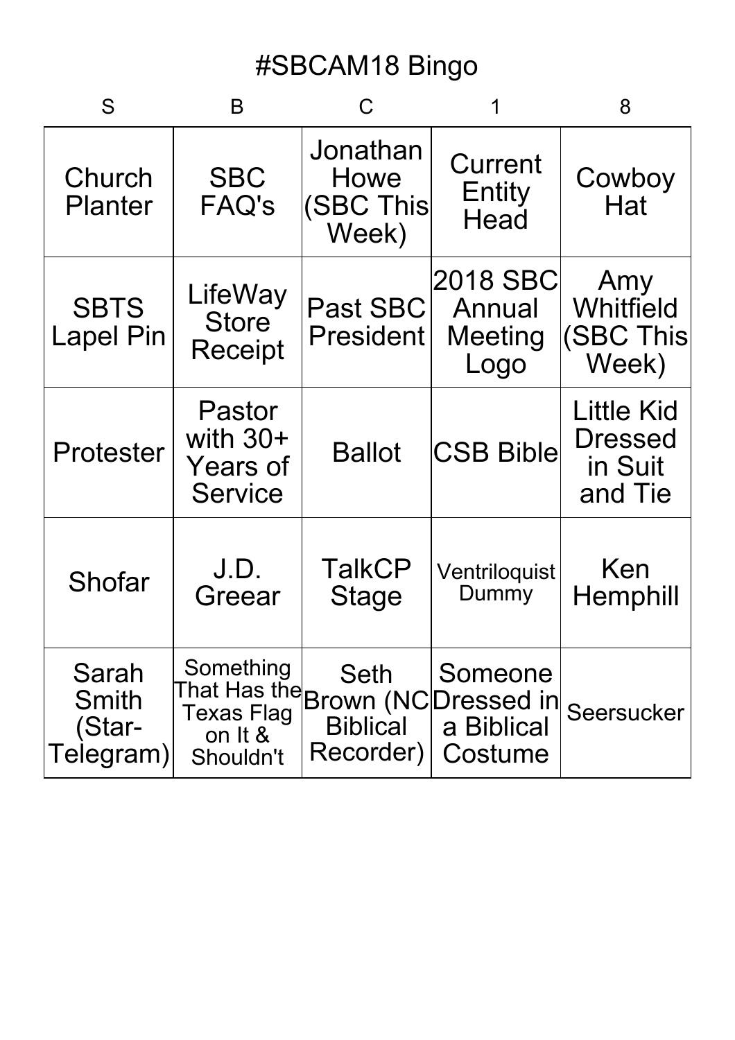# #SBCAM18 Bingo

| S | B | C | 1 | 8 |
|---|---|---|---|---|
| Church Planter | SBC FAQ's | Jonathan Howe (SBC This Week) | Current Entity Head | Cowboy Hat |
| SBTS Lapel Pin | LifeWay Store Receipt | Past SBC President | 2018 SBC Annual Meeting Logo | Amy Whitfield (SBC This Week) |
| Protester | Pastor with 30+ Years of Service | Ballot | CSB Bible | Little Kid Dressed in Suit and Tie |
| Shofar | J.D. Greear | TalkCP Stage | Ventriloquist Dummy | Ken Hemphill |
| Sarah Smith (Star-Telegram) | Something That Has the Texas Flag on It & Shouldn't | Seth Brown (NC Biblical Recorder) | Someone Dressed in a Biblical Costume | Seersucker |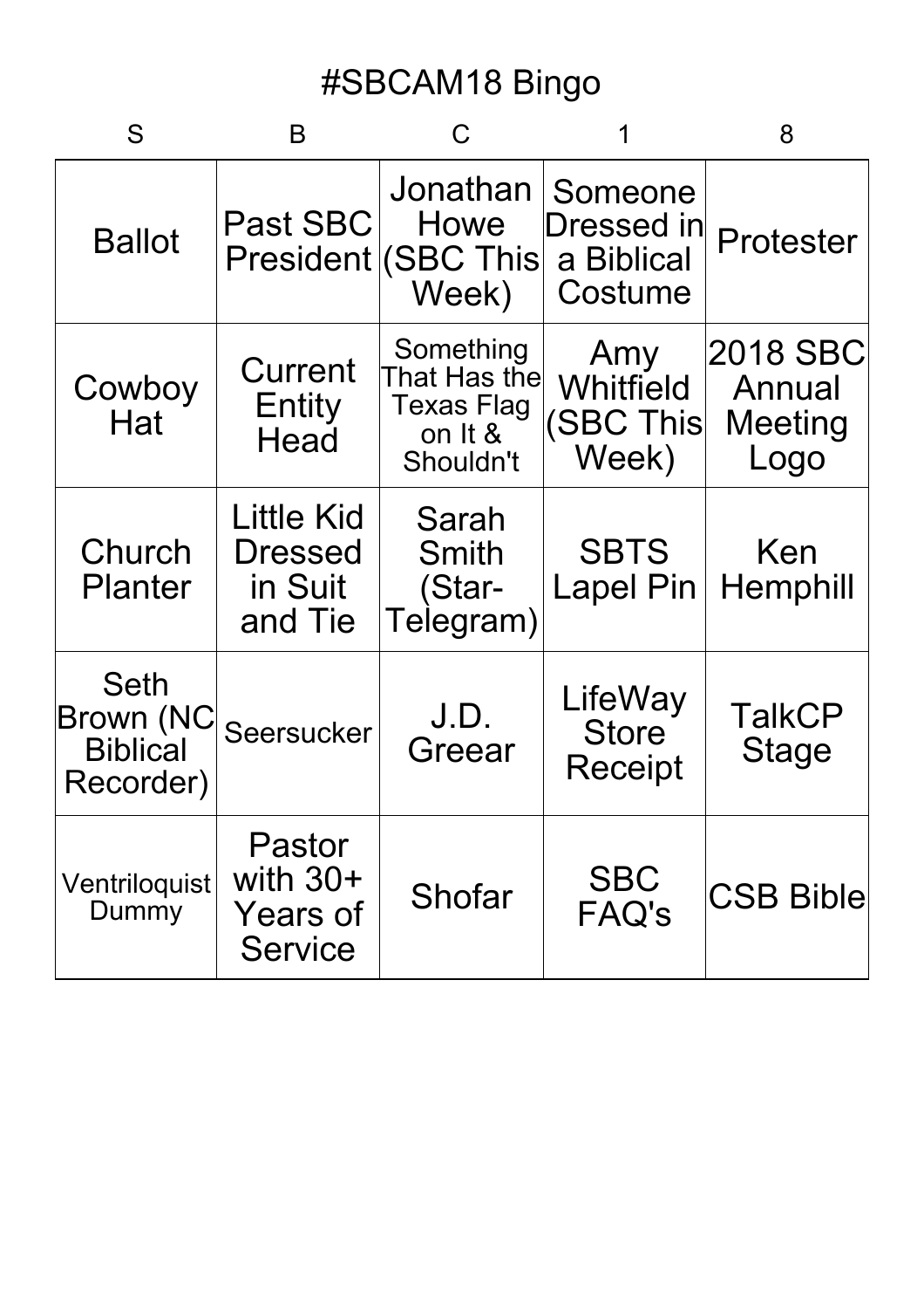# #SBCAM18 Bingo

| S | B | C | 1 | 8 |
|---|---|---|---|---|
| Ballot | Past SBC President | Jonathan Howe (SBC This Week) | Someone Dressed in a Biblical Costume | Protester |
| Cowboy Hat | Current Entity Head | Something That Has the Texas Flag on It & Shouldn't | Amy Whitfield (SBC This Week) | 2018 SBC Annual Meeting Logo |
| Church Planter | Little Kid Dressed in Suit and Tie | Sarah Smith (Star-Telegram) | SBTS Lapel Pin | Ken Hemphill |
| Seth Brown (NC Biblical Recorder) | Seersucker | J.D. Greear | LifeWay Store Receipt | TalkCP Stage |
| Ventriloquist Dummy | Pastor with 30+ Years of Service | Shofar | SBC FAQ's | CSB Bible |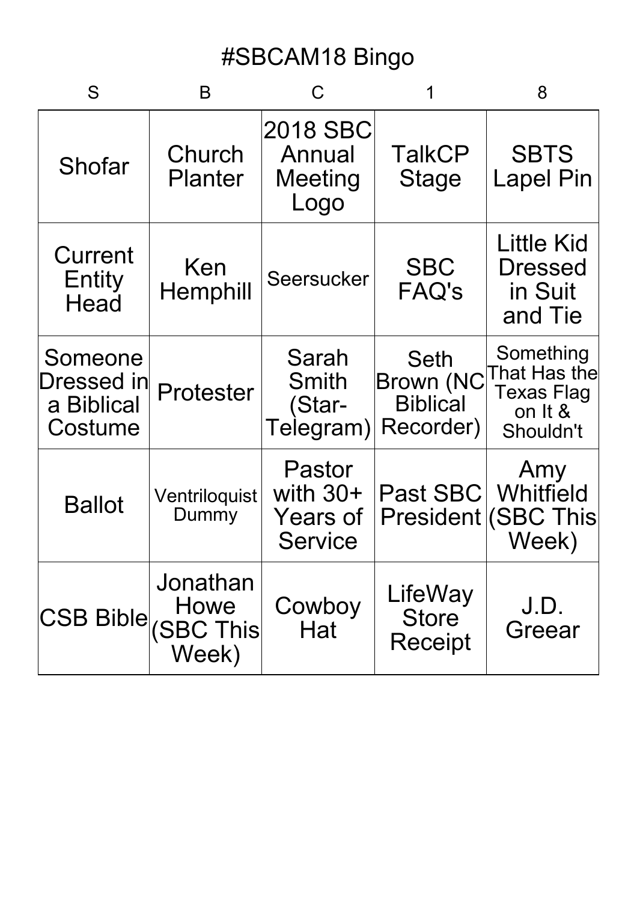# #SBCAM18 Bingo

| S | B | C | 1 | 8 |
|---|---|---|---|---|
| Shofar | Church Planter | 2018 SBC Annual Meeting Logo | TalkCP Stage | SBTS Lapel Pin |
| Current Entity Head | Ken Hemphill | Seersucker | SBC FAQ's | Little Kid Dressed in Suit and Tie |
| Someone Dressed in a Biblical Costume | Protester | Sarah Smith (Star-Telegram) | Seth Brown (NC Biblical Recorder) | Something That Has the Texas Flag on It & Shouldn't |
| Ballot | Ventriloquist Dummy | Pastor with 30+ Years of Service | Past SBC President | Amy Whitfield (SBC This Week) |
| CSB Bible | Jonathan Howe (SBC This Week) | Cowboy Hat | LifeWay Store Receipt | J.D. Greear |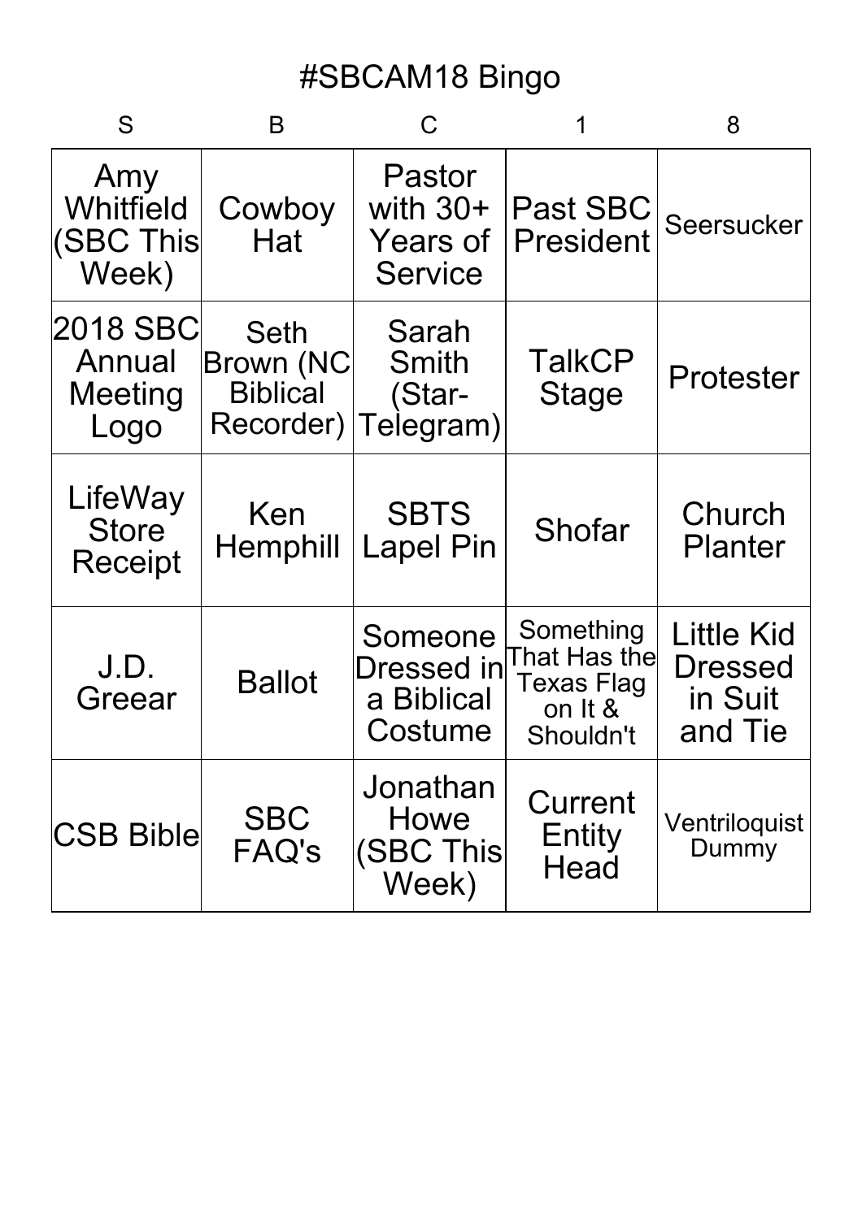# #SBCAM18 Bingo

| S | B | C | 1 | 8 |
|---|---|---|---|---|
| Amy Whitfield (SBC This Week) | Cowboy Hat | Pastor with 30+ Years of Service | Past SBC President | Seersucker |
| 2018 SBC Annual Meeting Logo | Seth Brown (NC Biblical Recorder) | Sarah Smith (Star-Telegram) | TalkCP Stage | Protester |
| LifeWay Store Receipt | Ken Hemphill | SBTS Lapel Pin | Shofar | Church Planter |
| J.D. Greear | Ballot | Someone Dressed in a Biblical Costume | Something That Has the Texas Flag on It & Shouldn't | Little Kid Dressed in Suit and Tie |
| CSB Bible | SBC FAQ's | Jonathan Howe (SBC This Week) | Current Entity Head | Ventriloquist Dummy |